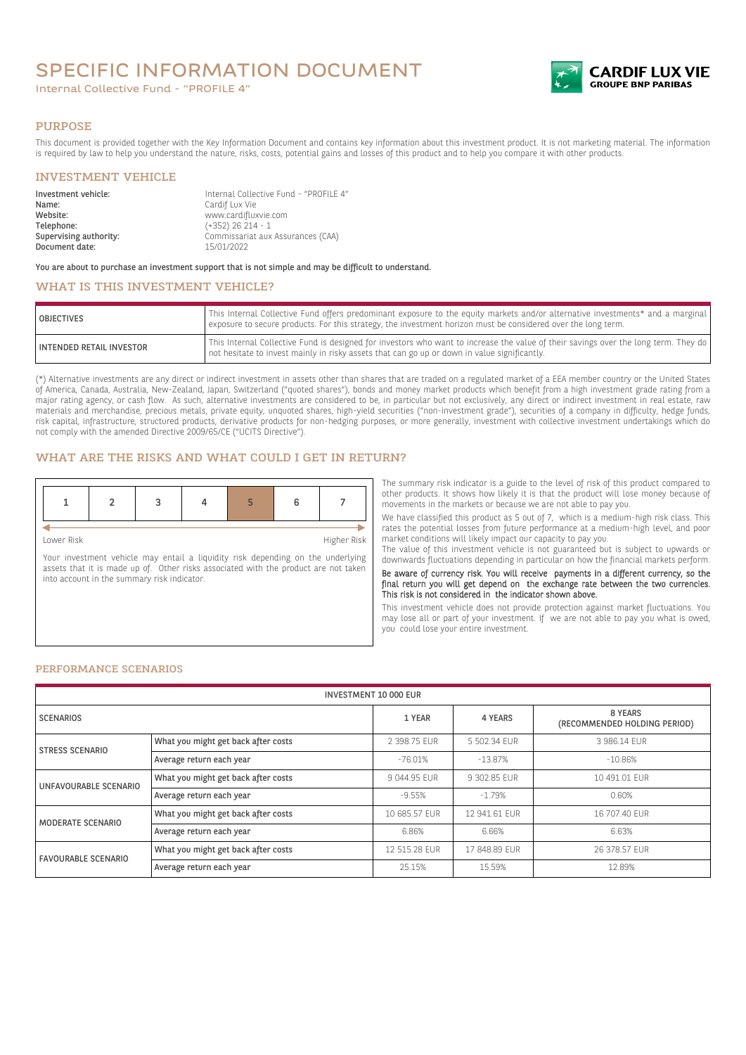# SPECIFIC INFORMATION DOCUMENT

Internal Collective Fund - "PROFILE 4"

CARDIF LUX VIE
GROUPE BNP PARIBAS

## PURPOSE

This document is provided together with the Key Information Document and contains key information about this investment product. It is not marketing material. The information is required by law to help you understand the nature, risks, costs, potential gains and losses of this product and to help you compare it with other products.

## INVESTMENT VEHICLE

**Investment vehicle:** Internal Collective Fund - "PROFILE 4"
**Name:** Cardif Lux Vie
**Website:** www.cardifluxvie.com
**Telephone:** (+352) 26 214 - 1
**Supervising authority:** Commissariat aux Assurances (CAA)
**Document date:** 15/01/2022

**You are about to purchase an investment support that is not simple and may be difficult to understand.**

## WHAT IS THIS INVESTMENT VEHICLE?

| | |
|---|---|
| OBJECTIVES | This Internal Collective Fund offers predominant exposure to the equity markets and/or alternative investments* and a marginal exposure to secure products. For this strategy, the investment horizon must be considered over the long term. |
| INTENDED RETAIL INVESTOR | This Internal Collective Fund is designed for investors who want to increase the value of their savings over the long term. They do not hesitate to invest mainly in risky assets that can go up or down in value significantly. |

(*) Alternative investments are any direct or indirect investment in assets other than shares that are traded on a regulated market of a EEA member country or the United States of America, Canada, Australia, New-Zealand, Japan, Switzerland ("quoted shares"), bonds and money market products which benefit from a high investment grade rating from a major rating agency, or cash flow. As such, alternative investments are considered to be, in particular but not exclusively, any direct or indirect investment in real estate, raw materials and merchandise, precious metals, private equity, unquoted shares, high-yield securities ("non-investment grade"), securities of a company in difficulty, hedge funds, risk capital, infrastructure, structured products, derivative products for non-hedging purposes, or more generally, investment with collective investment undertakings which do not comply with the amended Directive 2009/65/CE ("UCITS Directive").

## WHAT ARE THE RISKS AND WHAT COULD I GET IN RETURN?

| 1 | 2 | 3 | 4 | **5** | 6 | 7 |
|---|---|---|---|---|---|---|

Lower Risk — Higher Risk

Your investment vehicle may entail a liquidity risk depending on the underlying assets that it is made up of. Other risks associated with the product are not taken into account in the summary risk indicator.

The summary risk indicator is a guide to the level of risk of this product compared to other products. It shows how likely it is that the product will lose money because of movements in the markets or because we are not able to pay you.

We have classified this product as 5 out of 7, which is a medium-high risk class. This rates the potential losses from future performance at a medium-high level, and poor market conditions will likely impact our capacity to pay you.

The value of this investment vehicle is not guaranteed but is subject to upwards or downwards fluctuations depending in particular on how the financial markets perform.

**Be aware of currency risk. You will receive payments in a different currency, so the final return you will get depend on the exchange rate between the two currencies. This risk is not considered in the indicator shown above.**

This investment vehicle does not provide protection against market fluctuations. You may lose all or part of your investment. If we are not able to pay you what is owed, you could lose your entire investment.

### PERFORMANCE SCENARIOS

| INVESTMENT 10 000 EUR | | | | |
|---|---|---|---|---|
| SCENARIOS | | 1 YEAR | 4 YEARS | 8 YEARS (RECOMMENDED HOLDING PERIOD) |
| STRESS SCENARIO | What you might get back after costs | 2 398.75 EUR | 5 502.34 EUR | 3 986.14 EUR |
| | Average return each year | -76.01% | -13.87% | -10.86% |
| UNFAVOURABLE SCENARIO | What you might get back after costs | 9 044.95 EUR | 9 302.85 EUR | 10 491.01 EUR |
| | Average return each year | -9.55% | -1.79% | 0.60% |
| MODERATE SCENARIO | What you might get back after costs | 10 685.57 EUR | 12 941.61 EUR | 16 707.40 EUR |
| | Average return each year | 6.86% | 6.66% | 6.63% |
| FAVOURABLE SCENARIO | What you might get back after costs | 12 515.28 EUR | 17 848.89 EUR | 26 378.57 EUR |
| | Average return each year | 25.15% | 15.59% | 12.89% |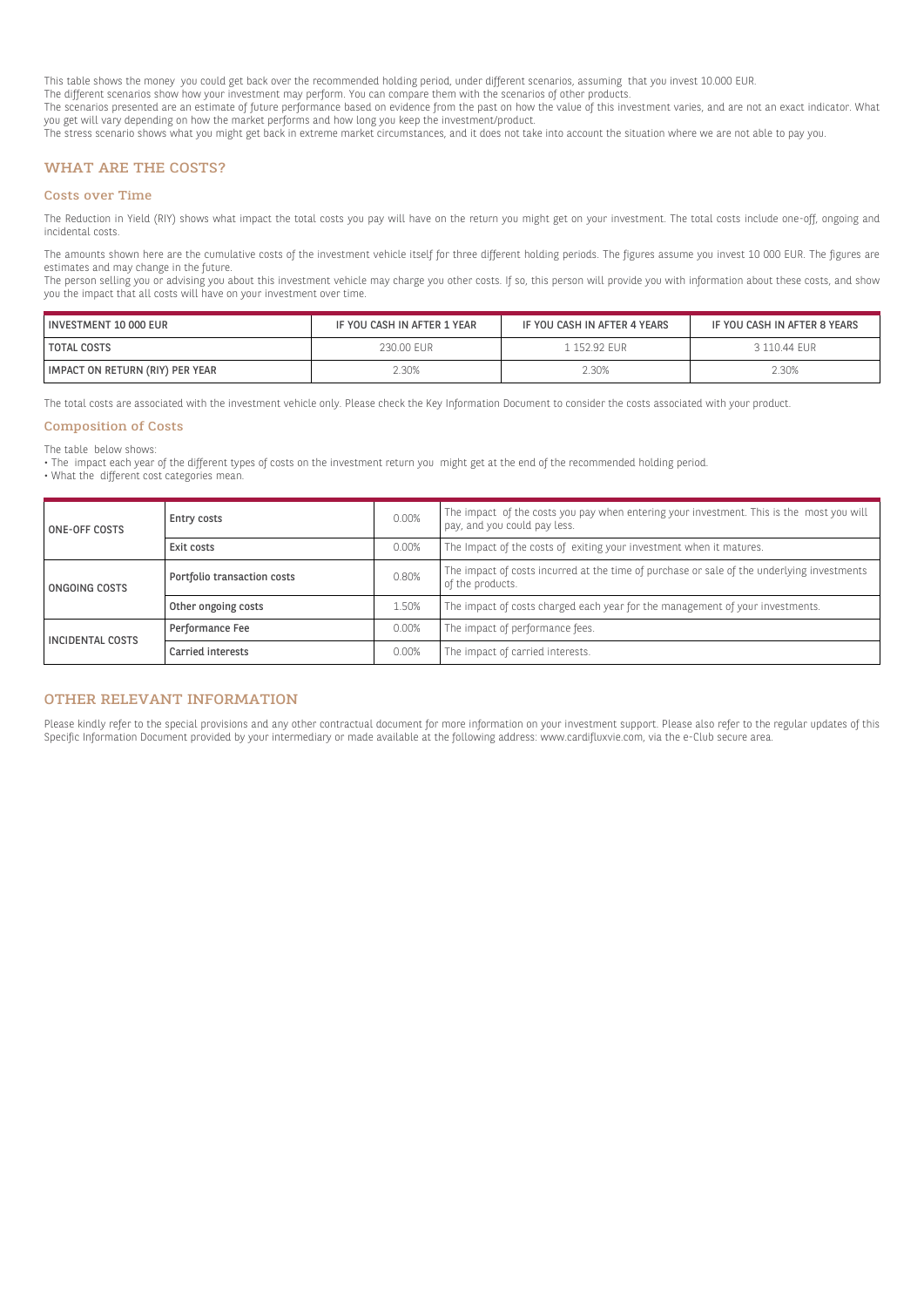This table shows the money you could get back over the recommended holding period, under different scenarios, assuming that you invest 10.000 EUR.
The different scenarios show how your investment may perform. You can compare them with the scenarios of other products.
The scenarios presented are an estimate of future performance based on evidence from the past on how the value of this investment varies, and are not an exact indicator. What you get will vary depending on how the market performs and how long you keep the investment/product.
The stress scenario shows what you might get back in extreme market circumstances, and it does not take into account the situation where we are not able to pay you.

## WHAT ARE THE COSTS?

### Costs over Time

The Reduction in Yield (RIY) shows what impact the total costs you pay will have on the return you might get on your investment. The total costs include one-off, ongoing and incidental costs.

The amounts shown here are the cumulative costs of the investment vehicle itself for three different holding periods. The figures assume you invest 10 000 EUR. The figures are estimates and may change in the future.
The person selling you or advising you about this investment vehicle may charge you other costs. If so, this person will provide you with information about these costs, and show you the impact that all costs will have on your investment over time.

| INVESTMENT 10 000 EUR | IF YOU CASH IN AFTER 1 YEAR | IF YOU CASH IN AFTER 4 YEARS | IF YOU CASH IN AFTER 8 YEARS |
|---|---|---|---|
| TOTAL COSTS | 230.00 EUR | 1 152.92 EUR | 3 110.44 EUR |
| IMPACT ON RETURN (RIY) PER YEAR | 2.30% | 2.30% | 2.30% |

The total costs are associated with the investment vehicle only. Please check the Key Information Document to consider the costs associated with your product.

### Composition of Costs

The table below shows:

- The impact each year of the different types of costs on the investment return you might get at the end of the recommended holding period.
- What the different cost categories mean.

| | | | |
|---|---|---|---|
| ONE-OFF COSTS | Entry costs | 0.00% | The impact of the costs you pay when entering your investment. This is the most you will pay, and you could pay less. |
| | Exit costs | 0.00% | The Impact of the costs of exiting your investment when it matures. |
| ONGOING COSTS | Portfolio transaction costs | 0.80% | The impact of costs incurred at the time of purchase or sale of the underlying investments of the products. |
| | Other ongoing costs | 1.50% | The impact of costs charged each year for the management of your investments. |
| INCIDENTAL COSTS | Performance Fee | 0.00% | The impact of performance fees. |
| | Carried interests | 0.00% | The impact of carried interests. |

## OTHER RELEVANT INFORMATION

Please kindly refer to the special provisions and any other contractual document for more information on your investment support. Please also refer to the regular updates of this Specific Information Document provided by your intermediary or made available at the following address: www.cardifluxvie.com, via the e-Club secure area.